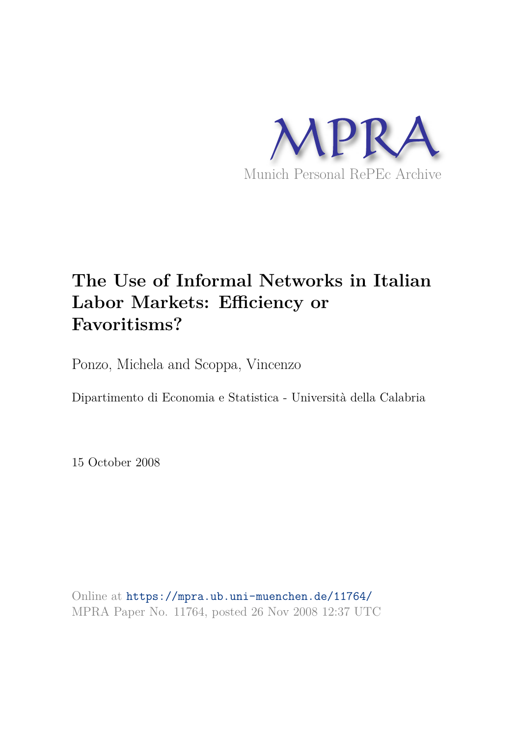MPRA

Munich Personal RePEc Archive

# The Use of Informal Networks in Italian Labor Markets: Efficiency or Favoritisms?

Ponzo, Michela and Scoppa, Vincenzo

Dipartimento di Economia e Statistica - Università della Calabria

15 October 2008

Online at https://mpra.ub.uni-muenchen.de/11764/
MPRA Paper No. 11764, posted 26 Nov 2008 12:37 UTC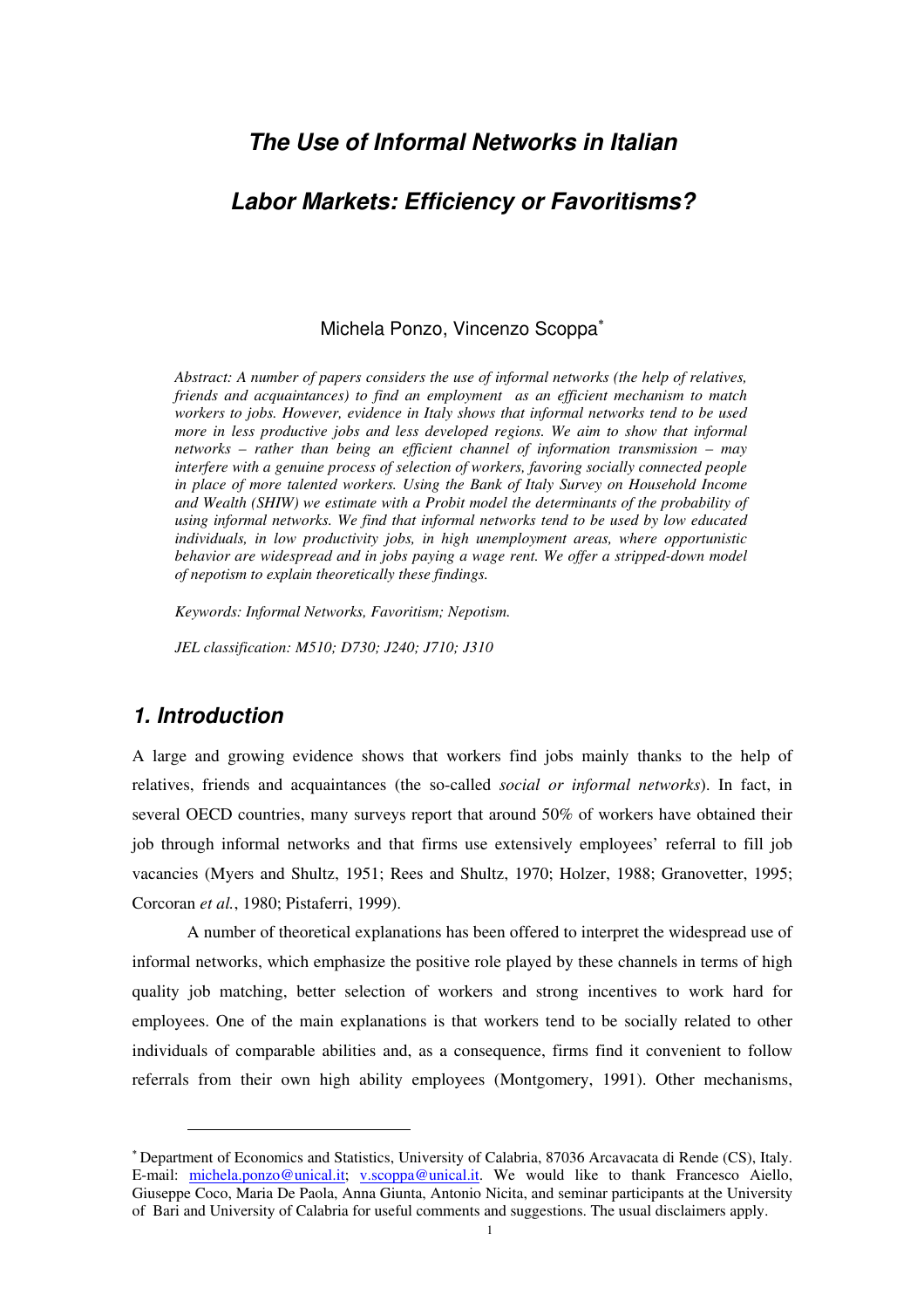# *The Use of Informal Networks in Italian Labor Markets: Efficiency or Favoritisms?*

Michela Ponzo, Vincenzo Scoppa[*]

*Abstract: A number of papers considers the use of informal networks (the help of relatives, friends and acquaintances) to find an employment as an efficient mechanism to match workers to jobs. However, evidence in Italy shows that informal networks tend to be used more in less productive jobs and less developed regions. We aim to show that informal networks – rather than being an efficient channel of information transmission – may interfere with a genuine process of selection of workers, favoring socially connected people in place of more talented workers. Using the Bank of Italy Survey on Household Income and Wealth (SHIW) we estimate with a Probit model the determinants of the probability of using informal networks. We find that informal networks tend to be used by low educated individuals, in low productivity jobs, in high unemployment areas, where opportunistic behavior are widespread and in jobs paying a wage rent. We offer a stripped-down model of nepotism to explain theoretically these findings.*

*Keywords: Informal Networks, Favoritism; Nepotism.*

*JEL classification: M510; D730; J240; J710; J310*

## *1. Introduction*

A large and growing evidence shows that workers find jobs mainly thanks to the help of relatives, friends and acquaintances (the so-called *social or informal networks*). In fact, in several OECD countries, many surveys report that around 50% of workers have obtained their job through informal networks and that firms use extensively employees' referral to fill job vacancies (Myers and Shultz, 1951; Rees and Shultz, 1970; Holzer, 1988; Granovetter, 1995; Corcoran *et al.*, 1980; Pistaferri, 1999).

A number of theoretical explanations has been offered to interpret the widespread use of informal networks, which emphasize the positive role played by these channels in terms of high quality job matching, better selection of workers and strong incentives to work hard for employees. One of the main explanations is that workers tend to be socially related to other individuals of comparable abilities and, as a consequence, firms find it convenient to follow referrals from their own high ability employees (Montgomery, 1991). Other mechanisms,

[*] Department of Economics and Statistics, University of Calabria, 87036 Arcavacata di Rende (CS), Italy. E-mail: michela.ponzo@unical.it; v.scoppa@unical.it. We would like to thank Francesco Aiello, Giuseppe Coco, Maria De Paola, Anna Giunta, Antonio Nicita, and seminar participants at the University of Bari and University of Calabria for useful comments and suggestions. The usual disclaimers apply.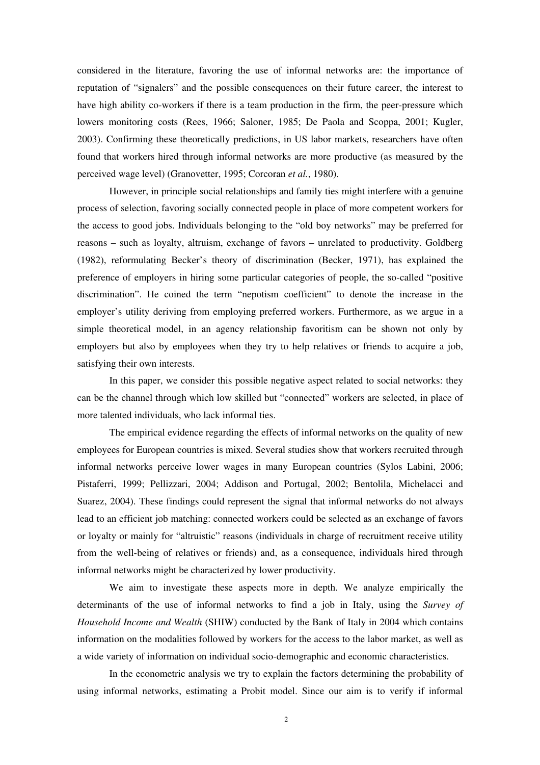considered in the literature, favoring the use of informal networks are: the importance of reputation of "signalers" and the possible consequences on their future career, the interest to have high ability co-workers if there is a team production in the firm, the peer-pressure which lowers monitoring costs (Rees, 1966; Saloner, 1985; De Paola and Scoppa, 2001; Kugler, 2003). Confirming these theoretically predictions, in US labor markets, researchers have often found that workers hired through informal networks are more productive (as measured by the perceived wage level) (Granovetter, 1995; Corcoran *et al.*, 1980).

However, in principle social relationships and family ties might interfere with a genuine process of selection, favoring socially connected people in place of more competent workers for the access to good jobs. Individuals belonging to the "old boy networks" may be preferred for reasons – such as loyalty, altruism, exchange of favors – unrelated to productivity. Goldberg (1982), reformulating Becker's theory of discrimination (Becker, 1971), has explained the preference of employers in hiring some particular categories of people, the so-called "positive discrimination". He coined the term "nepotism coefficient" to denote the increase in the employer's utility deriving from employing preferred workers. Furthermore, as we argue in a simple theoretical model, in an agency relationship favoritism can be shown not only by employers but also by employees when they try to help relatives or friends to acquire a job, satisfying their own interests.

In this paper, we consider this possible negative aspect related to social networks: they can be the channel through which low skilled but "connected" workers are selected, in place of more talented individuals, who lack informal ties.

The empirical evidence regarding the effects of informal networks on the quality of new employees for European countries is mixed. Several studies show that workers recruited through informal networks perceive lower wages in many European countries (Sylos Labini, 2006; Pistaferri, 1999; Pellizzari, 2004; Addison and Portugal, 2002; Bentolila, Michelacci and Suarez, 2004). These findings could represent the signal that informal networks do not always lead to an efficient job matching: connected workers could be selected as an exchange of favors or loyalty or mainly for "altruistic" reasons (individuals in charge of recruitment receive utility from the well-being of relatives or friends) and, as a consequence, individuals hired through informal networks might be characterized by lower productivity.

We aim to investigate these aspects more in depth. We analyze empirically the determinants of the use of informal networks to find a job in Italy, using the *Survey of Household Income and Wealth* (SHIW) conducted by the Bank of Italy in 2004 which contains information on the modalities followed by workers for the access to the labor market, as well as a wide variety of information on individual socio-demographic and economic characteristics.

In the econometric analysis we try to explain the factors determining the probability of using informal networks, estimating a Probit model. Since our aim is to verify if informal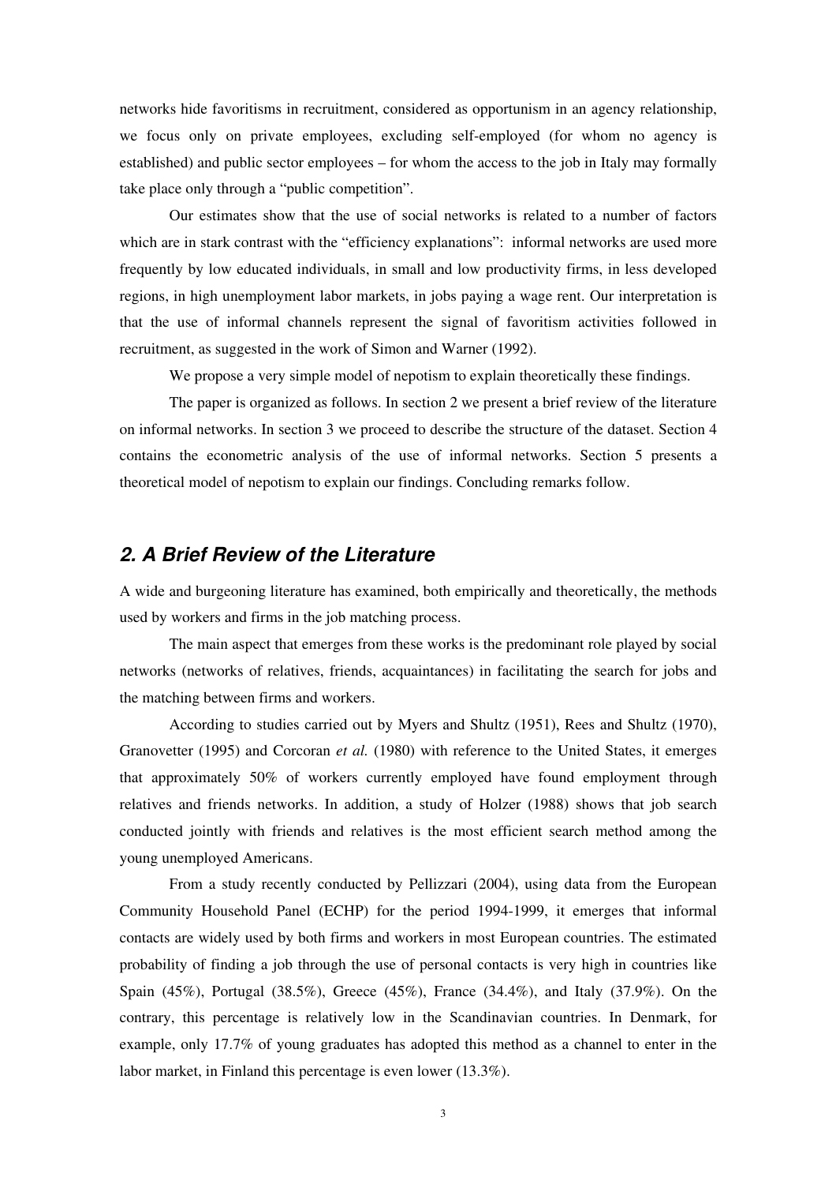networks hide favoritisms in recruitment, considered as opportunism in an agency relationship, we focus only on private employees, excluding self-employed (for whom no agency is established) and public sector employees – for whom the access to the job in Italy may formally take place only through a "public competition".

Our estimates show that the use of social networks is related to a number of factors which are in stark contrast with the "efficiency explanations": informal networks are used more frequently by low educated individuals, in small and low productivity firms, in less developed regions, in high unemployment labor markets, in jobs paying a wage rent. Our interpretation is that the use of informal channels represent the signal of favoritism activities followed in recruitment, as suggested in the work of Simon and Warner (1992).

We propose a very simple model of nepotism to explain theoretically these findings.

The paper is organized as follows. In section 2 we present a brief review of the literature on informal networks. In section 3 we proceed to describe the structure of the dataset. Section 4 contains the econometric analysis of the use of informal networks. Section 5 presents a theoretical model of nepotism to explain our findings. Concluding remarks follow.

## *2. A Brief Review of the Literature*

A wide and burgeoning literature has examined, both empirically and theoretically, the methods used by workers and firms in the job matching process.

The main aspect that emerges from these works is the predominant role played by social networks (networks of relatives, friends, acquaintances) in facilitating the search for jobs and the matching between firms and workers.

According to studies carried out by Myers and Shultz (1951), Rees and Shultz (1970), Granovetter (1995) and Corcoran *et al.* (1980) with reference to the United States, it emerges that approximately 50% of workers currently employed have found employment through relatives and friends networks. In addition, a study of Holzer (1988) shows that job search conducted jointly with friends and relatives is the most efficient search method among the young unemployed Americans.

From a study recently conducted by Pellizzari (2004), using data from the European Community Household Panel (ECHP) for the period 1994-1999, it emerges that informal contacts are widely used by both firms and workers in most European countries. The estimated probability of finding a job through the use of personal contacts is very high in countries like Spain (45%), Portugal (38.5%), Greece (45%), France (34.4%), and Italy (37.9%). On the contrary, this percentage is relatively low in the Scandinavian countries. In Denmark, for example, only 17.7% of young graduates has adopted this method as a channel to enter in the labor market, in Finland this percentage is even lower (13.3%).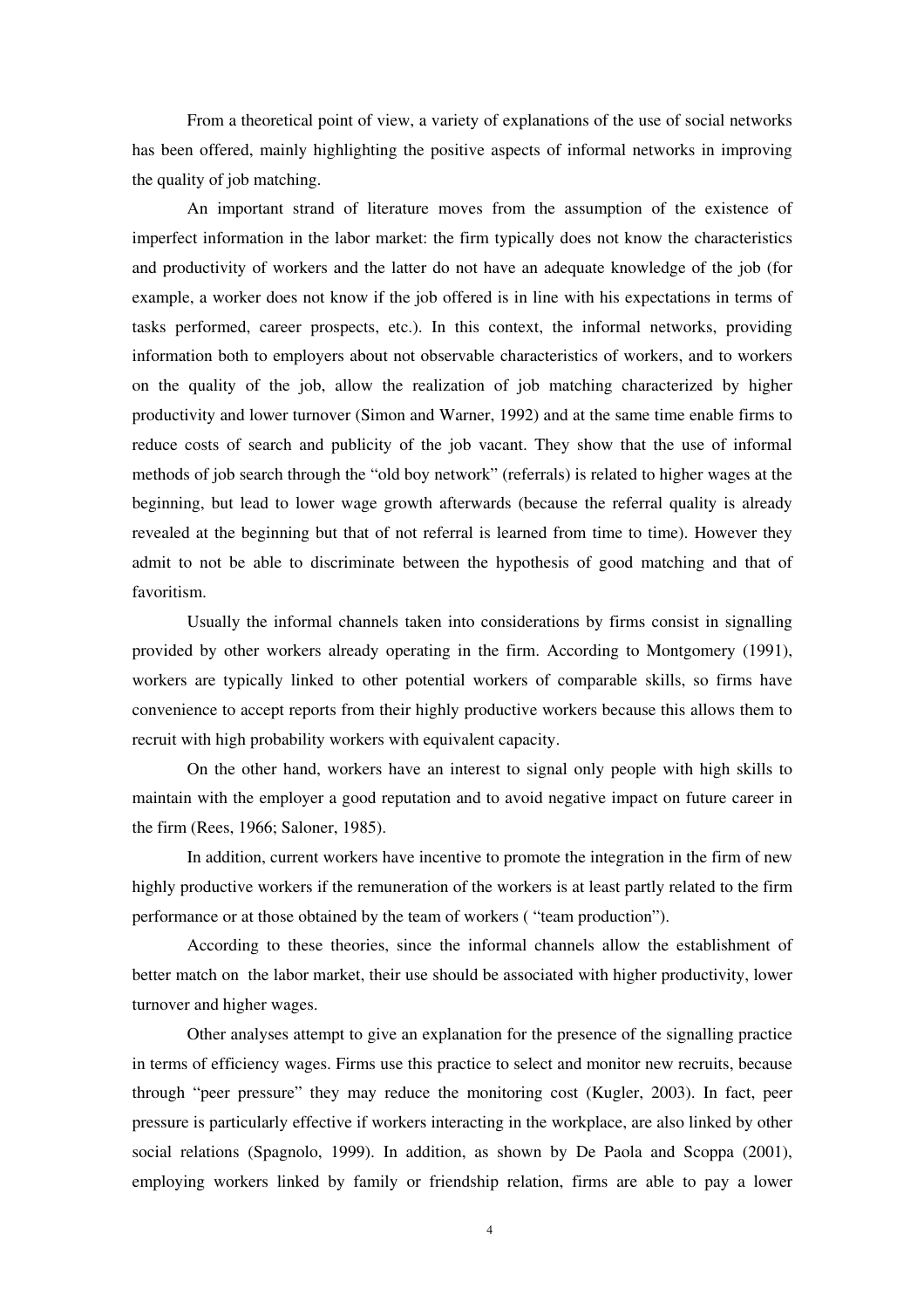From a theoretical point of view, a variety of explanations of the use of social networks has been offered, mainly highlighting the positive aspects of informal networks in improving the quality of job matching.

An important strand of literature moves from the assumption of the existence of imperfect information in the labor market: the firm typically does not know the characteristics and productivity of workers and the latter do not have an adequate knowledge of the job (for example, a worker does not know if the job offered is in line with his expectations in terms of tasks performed, career prospects, etc.). In this context, the informal networks, providing information both to employers about not observable characteristics of workers, and to workers on the quality of the job, allow the realization of job matching characterized by higher productivity and lower turnover (Simon and Warner, 1992) and at the same time enable firms to reduce costs of search and publicity of the job vacant. They show that the use of informal methods of job search through the "old boy network" (referrals) is related to higher wages at the beginning, but lead to lower wage growth afterwards (because the referral quality is already revealed at the beginning but that of not referral is learned from time to time). However they admit to not be able to discriminate between the hypothesis of good matching and that of favoritism.

Usually the informal channels taken into considerations by firms consist in signalling provided by other workers already operating in the firm. According to Montgomery (1991), workers are typically linked to other potential workers of comparable skills, so firms have convenience to accept reports from their highly productive workers because this allows them to recruit with high probability workers with equivalent capacity.

On the other hand, workers have an interest to signal only people with high skills to maintain with the employer a good reputation and to avoid negative impact on future career in the firm (Rees, 1966; Saloner, 1985).

In addition, current workers have incentive to promote the integration in the firm of new highly productive workers if the remuneration of the workers is at least partly related to the firm performance or at those obtained by the team of workers ( "team production").

According to these theories, since the informal channels allow the establishment of better match on the labor market, their use should be associated with higher productivity, lower turnover and higher wages.

Other analyses attempt to give an explanation for the presence of the signalling practice in terms of efficiency wages. Firms use this practice to select and monitor new recruits, because through "peer pressure" they may reduce the monitoring cost (Kugler, 2003). In fact, peer pressure is particularly effective if workers interacting in the workplace, are also linked by other social relations (Spagnolo, 1999). In addition, as shown by De Paola and Scoppa (2001), employing workers linked by family or friendship relation, firms are able to pay a lower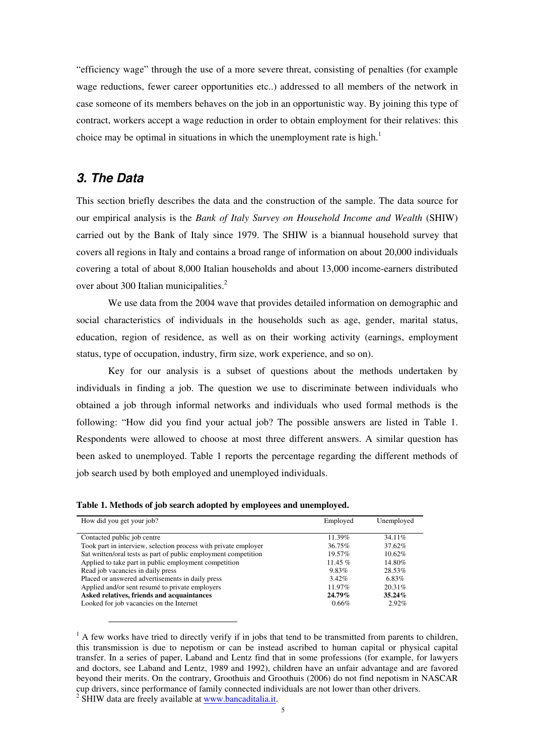"efficiency wage" through the use of a more severe threat, consisting of penalties (for example wage reductions, fewer career opportunities etc..) addressed to all members of the network in case someone of its members behaves on the job in an opportunistic way. By joining this type of contract, workers accept a wage reduction in order to obtain employment for their relatives: this choice may be optimal in situations in which the unemployment rate is high.[1]

## 3. The Data

This section briefly describes the data and the construction of the sample. The data source for our empirical analysis is the *Bank of Italy Survey on Household Income and Wealth* (SHIW) carried out by the Bank of Italy since 1979. The SHIW is a biannual household survey that covers all regions in Italy and contains a broad range of information on about 20,000 individuals covering a total of about 8,000 Italian households and about 13,000 income-earners distributed over about 300 Italian municipalities.[2]

We use data from the 2004 wave that provides detailed information on demographic and social characteristics of individuals in the households such as age, gender, marital status, education, region of residence, as well as on their working activity (earnings, employment status, type of occupation, industry, firm size, work experience, and so on).

Key for our analysis is a subset of questions about the methods undertaken by individuals in finding a job. The question we use to discriminate between individuals who obtained a job through informal networks and individuals who used formal methods is the following: "How did you find your actual job? The possible answers are listed in Table 1. Respondents were allowed to choose at most three different answers. A similar question has been asked to unemployed. Table 1 reports the percentage regarding the different methods of job search used by both employed and unemployed individuals.

**Table 1. Methods of job search adopted by employees and unemployed.**

| How did you get your job? | Employed | Unemployed |
|---|---|---|
| Contacted public job centre | 11.39% | 34.11% |
| Took part in interview, selection process with private employer | 36.75% | 37.62% |
| Sat written/oral tests as part of public employment competition | 19.57% | 10.62% |
| Applied to take part in public employment competition | 11.45 % | 14.80% |
| Read job vacancies in daily press | 9.83% | 28.53% |
| Placed or answered advertisements in daily press | 3.42% | 6.83% |
| Applied and/or sent resumé to private employers | 11.97% | 20.31% |
| **Asked relatives, friends and acquaintances** | **24.79%** | **35.24%** |
| Looked for job vacancies on the Internet | 0.66% | 2.92% |

[1] A few works have tried to directly verify if in jobs that tend to be transmitted from parents to children, this transmission is due to nepotism or can be instead ascribed to human capital or physical capital transfer. In a series of paper, Laband and Lentz find that in some professions (for example, for lawyers and doctors, see Laband and Lentz, 1989 and 1992), children have an unfair advantage and are favored beyond their merits. On the contrary, Groothuis and Groothuis (2006) do not find nepotism in NASCAR cup drivers, since performance of family connected individuals are not lower than other drivers.

[2] SHIW data are freely available at www.bancaditalia.it.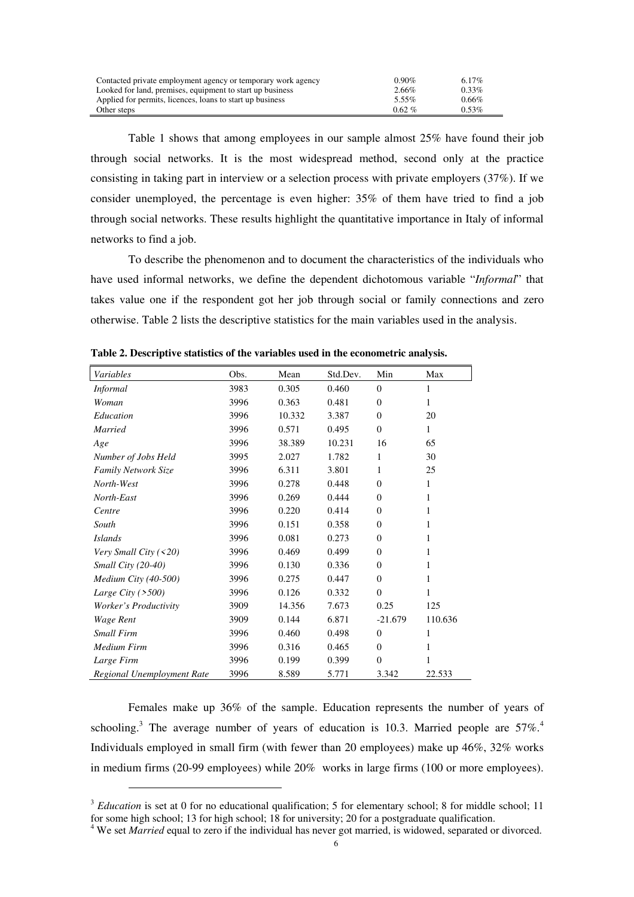| | | |
|---|---|---|
| Contacted private employment agency or temporary work agency | 0.90% | 6.17% |
| Looked for land, premises, equipment to start up business | 2.66% | 0.33% |
| Applied for permits, licences, loans to start up business | 5.55% | 0.66% |
| Other steps | 0.62 % | 0.53% |

Table 1 shows that among employees in our sample almost 25% have found their job through social networks. It is the most widespread method, second only at the practice consisting in taking part in interview or a selection process with private employers (37%). If we consider unemployed, the percentage is even higher: 35% of them have tried to find a job through social networks. These results highlight the quantitative importance in Italy of informal networks to find a job.

To describe the phenomenon and to document the characteristics of the individuals who have used informal networks, we define the dependent dichotomous variable "*Informal*" that takes value one if the respondent got her job through social or family connections and zero otherwise. Table 2 lists the descriptive statistics for the main variables used in the analysis.

**Table 2. Descriptive statistics of the variables used in the econometric analysis.**

| *Variables* | Obs. | Mean | Std.Dev. | Min | Max |
|---|---|---|---|---|---|
| *Informal* | 3983 | 0.305 | 0.460 | 0 | 1 |
| *Woman* | 3996 | 0.363 | 0.481 | 0 | 1 |
| *Education* | 3996 | 10.332 | 3.387 | 0 | 20 |
| *Married* | 3996 | 0.571 | 0.495 | 0 | 1 |
| *Age* | 3996 | 38.389 | 10.231 | 16 | 65 |
| *Number of Jobs Held* | 3995 | 2.027 | 1.782 | 1 | 30 |
| *Family Network Size* | 3996 | 6.311 | 3.801 | 1 | 25 |
| *North-West* | 3996 | 0.278 | 0.448 | 0 | 1 |
| *North-East* | 3996 | 0.269 | 0.444 | 0 | 1 |
| *Centre* | 3996 | 0.220 | 0.414 | 0 | 1 |
| *South* | 3996 | 0.151 | 0.358 | 0 | 1 |
| *Islands* | 3996 | 0.081 | 0.273 | 0 | 1 |
| *Very Small City (<20)* | 3996 | 0.469 | 0.499 | 0 | 1 |
| *Small City (20-40)* | 3996 | 0.130 | 0.336 | 0 | 1 |
| *Medium City (40-500)* | 3996 | 0.275 | 0.447 | 0 | 1 |
| *Large City (>500)* | 3996 | 0.126 | 0.332 | 0 | 1 |
| *Worker's Productivity* | 3909 | 14.356 | 7.673 | 0.25 | 125 |
| *Wage Rent* | 3909 | 0.144 | 6.871 | -21.679 | 110.636 |
| *Small Firm* | 3996 | 0.460 | 0.498 | 0 | 1 |
| *Medium Firm* | 3996 | 0.316 | 0.465 | 0 | 1 |
| *Large Firm* | 3996 | 0.199 | 0.399 | 0 | 1 |
| *Regional Unemployment Rate* | 3996 | 8.589 | 5.771 | 3.342 | 22.533 |

Females make up 36% of the sample. Education represents the number of years of schooling.[3] The average number of years of education is 10.3. Married people are 57%.[4] Individuals employed in small firm (with fewer than 20 employees) make up 46%, 32% works in medium firms (20-99 employees) while 20% works in large firms (100 or more employees).

[3] *Education* is set at 0 for no educational qualification; 5 for elementary school; 8 for middle school; 11 for some high school; 13 for high school; 18 for university; 20 for a postgraduate qualification.

[4] We set *Married* equal to zero if the individual has never got married, is widowed, separated or divorced.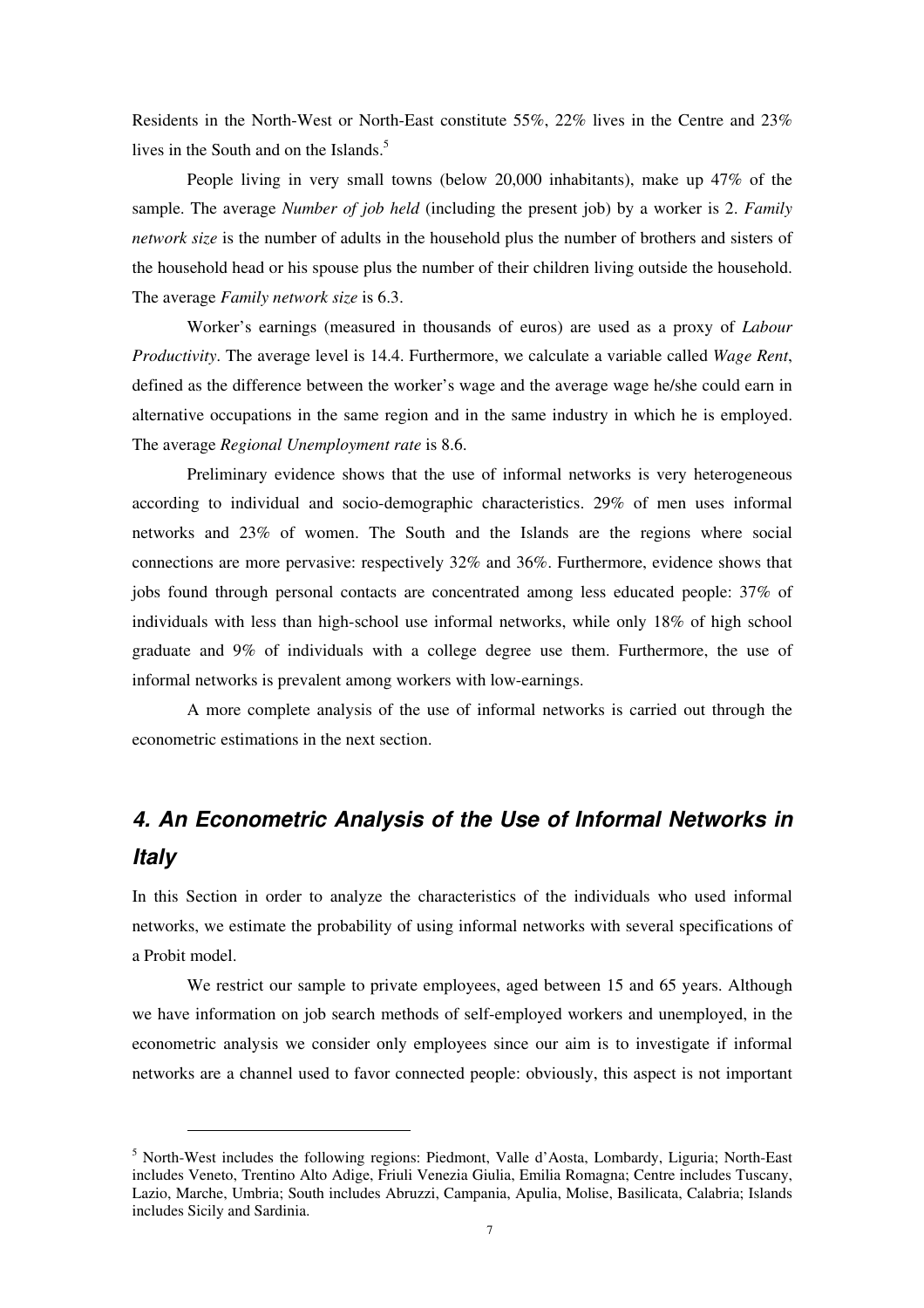Residents in the North-West or North-East constitute 55%, 22% lives in the Centre and 23% lives in the South and on the Islands.[5]

People living in very small towns (below 20,000 inhabitants), make up 47% of the sample. The average *Number of job held* (including the present job) by a worker is 2. *Family network size* is the number of adults in the household plus the number of brothers and sisters of the household head or his spouse plus the number of their children living outside the household. The average *Family network size* is 6.3.

Worker's earnings (measured in thousands of euros) are used as a proxy of *Labour Productivity*. The average level is 14.4. Furthermore, we calculate a variable called *Wage Rent*, defined as the difference between the worker's wage and the average wage he/she could earn in alternative occupations in the same region and in the same industry in which he is employed. The average *Regional Unemployment rate* is 8.6.

Preliminary evidence shows that the use of informal networks is very heterogeneous according to individual and socio-demographic characteristics. 29% of men uses informal networks and 23% of women. The South and the Islands are the regions where social connections are more pervasive: respectively 32% and 36%. Furthermore, evidence shows that jobs found through personal contacts are concentrated among less educated people: 37% of individuals with less than high-school use informal networks, while only 18% of high school graduate and 9% of individuals with a college degree use them. Furthermore, the use of informal networks is prevalent among workers with low-earnings.

A more complete analysis of the use of informal networks is carried out through the econometric estimations in the next section.

## *4. An Econometric Analysis of the Use of Informal Networks in Italy*

In this Section in order to analyze the characteristics of the individuals who used informal networks, we estimate the probability of using informal networks with several specifications of a Probit model.

We restrict our sample to private employees, aged between 15 and 65 years. Although we have information on job search methods of self-employed workers and unemployed, in the econometric analysis we consider only employees since our aim is to investigate if informal networks are a channel used to favor connected people: obviously, this aspect is not important

---

[5] North-West includes the following regions: Piedmont, Valle d'Aosta, Lombardy, Liguria; North-East includes Veneto, Trentino Alto Adige, Friuli Venezia Giulia, Emilia Romagna; Centre includes Tuscany, Lazio, Marche, Umbria; South includes Abruzzi, Campania, Apulia, Molise, Basilicata, Calabria; Islands includes Sicily and Sardinia.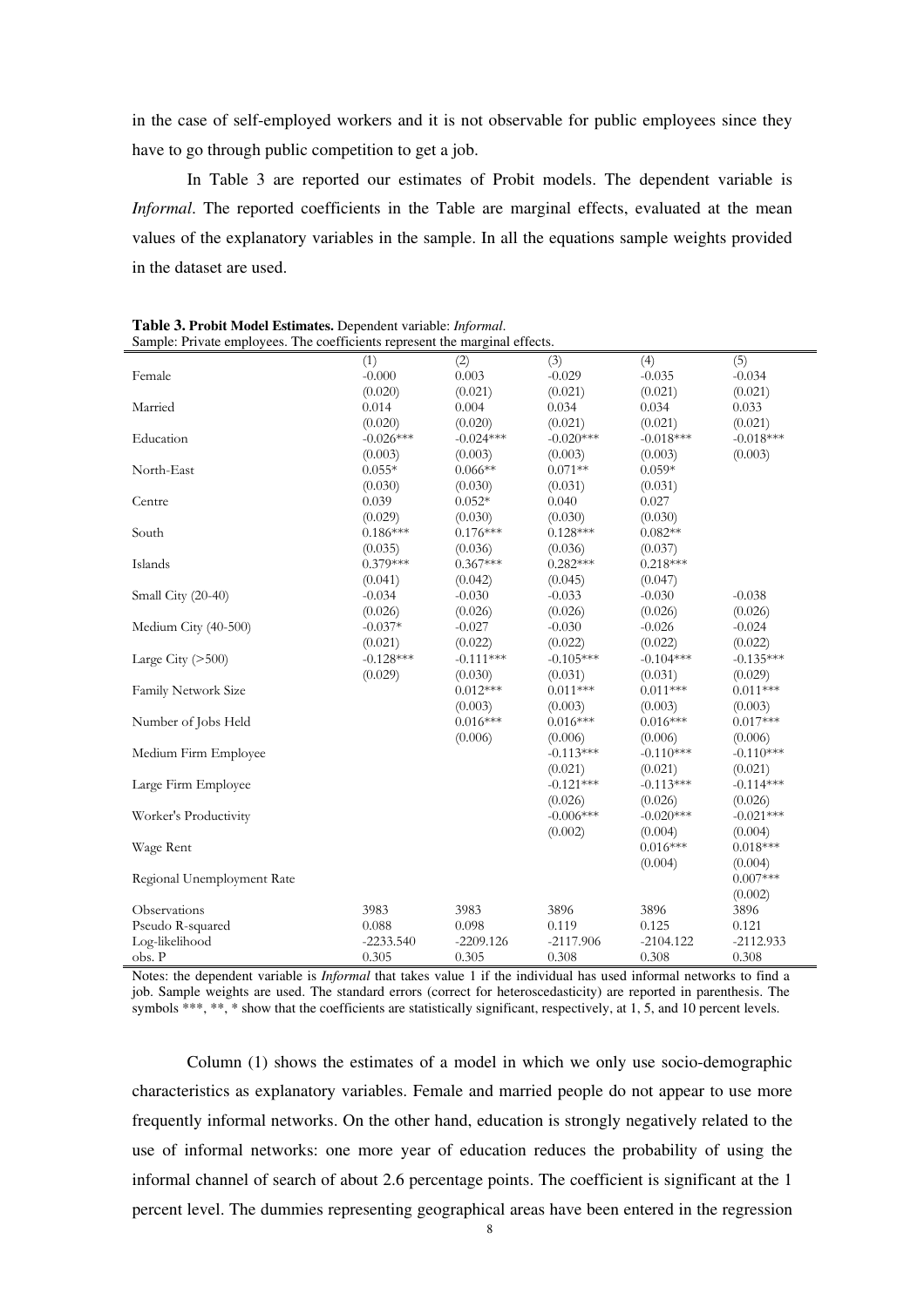in the case of self-employed workers and it is not observable for public employees since they have to go through public competition to get a job.

In Table 3 are reported our estimates of Probit models. The dependent variable is *Informal*. The reported coefficients in the Table are marginal effects, evaluated at the mean values of the explanatory variables in the sample. In all the equations sample weights provided in the dataset are used.

**Table 3. Probit Model Estimates.** Dependent variable: *Informal*.
Sample: Private employees. The coefficients represent the marginal effects.

| | (1) | (2) | (3) | (4) | (5) |
|---|---|---|---|---|---|
| Female | -0.000 | 0.003 | -0.029 | -0.035 | -0.034 |
| | (0.020) | (0.021) | (0.021) | (0.021) | (0.021) |
| Married | 0.014 | 0.004 | 0.034 | 0.034 | 0.033 |
| | (0.020) | (0.020) | (0.021) | (0.021) | (0.021) |
| Education | -0.026*** | -0.024*** | -0.020*** | -0.018*** | -0.018*** |
| | (0.003) | (0.003) | (0.003) | (0.003) | (0.003) |
| North-East | 0.055* | 0.066** | 0.071** | 0.059* | |
| | (0.030) | (0.030) | (0.031) | (0.031) | |
| Centre | 0.039 | 0.052* | 0.040 | 0.027 | |
| | (0.029) | (0.030) | (0.030) | (0.030) | |
| South | 0.186*** | 0.176*** | 0.128*** | 0.082** | |
| | (0.035) | (0.036) | (0.036) | (0.037) | |
| Islands | 0.379*** | 0.367*** | 0.282*** | 0.218*** | |
| | (0.041) | (0.042) | (0.045) | (0.047) | |
| Small City (20-40) | -0.034 | -0.030 | -0.033 | -0.030 | -0.038 |
| | (0.026) | (0.026) | (0.026) | (0.026) | (0.026) |
| Medium City (40-500) | -0.037* | -0.027 | -0.030 | -0.026 | -0.024 |
| | (0.021) | (0.022) | (0.022) | (0.022) | (0.022) |
| Large City (>500) | -0.128*** | -0.111*** | -0.105*** | -0.104*** | -0.135*** |
| | (0.029) | (0.030) | (0.031) | (0.031) | (0.029) |
| Family Network Size | | 0.012*** | 0.011*** | 0.011*** | 0.011*** |
| | | (0.003) | (0.003) | (0.003) | (0.003) |
| Number of Jobs Held | | 0.016*** | 0.016*** | 0.016*** | 0.017*** |
| | | (0.006) | (0.006) | (0.006) | (0.006) |
| Medium Firm Employee | | | -0.113*** | -0.110*** | -0.110*** |
| | | | (0.021) | (0.021) | (0.021) |
| Large Firm Employee | | | -0.121*** | -0.113*** | -0.114*** |
| | | | (0.026) | (0.026) | (0.026) |
| Worker's Productivity | | | -0.006*** | -0.020*** | -0.021*** |
| | | | (0.002) | (0.004) | (0.004) |
| Wage Rent | | | | 0.016*** | 0.018*** |
| | | | | (0.004) | (0.004) |
| Regional Unemployment Rate | | | | | 0.007*** |
| | | | | | (0.002) |
| Observations | 3983 | 3983 | 3896 | 3896 | 3896 |
| Pseudo R-squared | 0.088 | 0.098 | 0.119 | 0.125 | 0.121 |
| Log-likelihood | -2233.540 | -2209.126 | -2117.906 | -2104.122 | -2112.933 |
| obs. P | 0.305 | 0.305 | 0.308 | 0.308 | 0.308 |

Notes: the dependent variable is *Informal* that takes value 1 if the individual has used informal networks to find a job. Sample weights are used. The standard errors (correct for heteroscedasticity) are reported in parenthesis. The symbols ***, **, * show that the coefficients are statistically significant, respectively, at 1, 5, and 10 percent levels.

Column (1) shows the estimates of a model in which we only use socio-demographic characteristics as explanatory variables. Female and married people do not appear to use more frequently informal networks. On the other hand, education is strongly negatively related to the use of informal networks: one more year of education reduces the probability of using the informal channel of search of about 2.6 percentage points. The coefficient is significant at the 1 percent level. The dummies representing geographical areas have been entered in the regression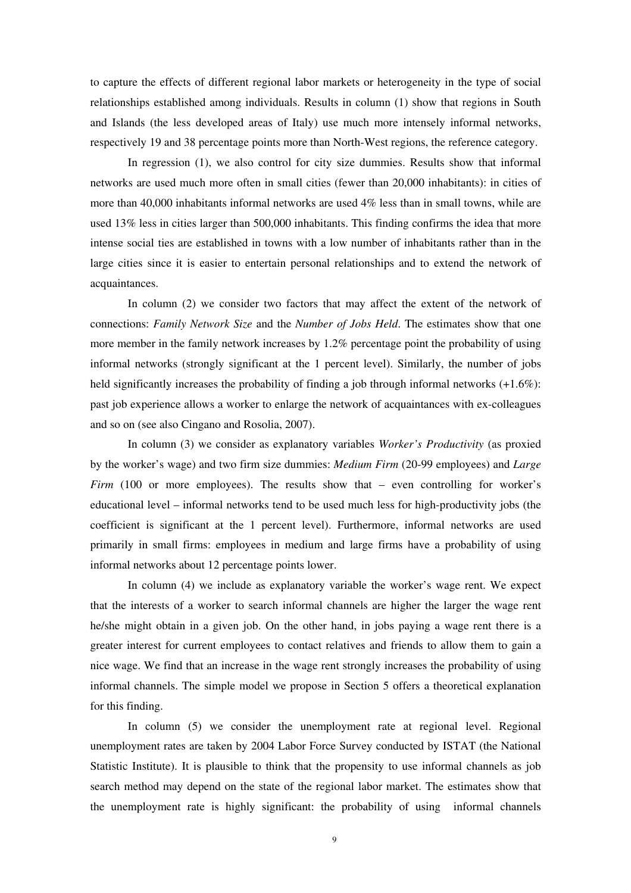to capture the effects of different regional labor markets or heterogeneity in the type of social relationships established among individuals. Results in column (1) show that regions in South and Islands (the less developed areas of Italy) use much more intensely informal networks, respectively 19 and 38 percentage points more than North-West regions, the reference category.

In regression (1), we also control for city size dummies. Results show that informal networks are used much more often in small cities (fewer than 20,000 inhabitants): in cities of more than 40,000 inhabitants informal networks are used 4% less than in small towns, while are used 13% less in cities larger than 500,000 inhabitants. This finding confirms the idea that more intense social ties are established in towns with a low number of inhabitants rather than in the large cities since it is easier to entertain personal relationships and to extend the network of acquaintances.

In column (2) we consider two factors that may affect the extent of the network of connections: *Family Network Size* and the *Number of Jobs Held*. The estimates show that one more member in the family network increases by 1.2% percentage point the probability of using informal networks (strongly significant at the 1 percent level). Similarly, the number of jobs held significantly increases the probability of finding a job through informal networks (+1.6%): past job experience allows a worker to enlarge the network of acquaintances with ex-colleagues and so on (see also Cingano and Rosolia, 2007).

In column (3) we consider as explanatory variables *Worker's Productivity* (as proxied by the worker's wage) and two firm size dummies: *Medium Firm* (20-99 employees) and *Large Firm* (100 or more employees). The results show that – even controlling for worker's educational level – informal networks tend to be used much less for high-productivity jobs (the coefficient is significant at the 1 percent level). Furthermore, informal networks are used primarily in small firms: employees in medium and large firms have a probability of using informal networks about 12 percentage points lower.

In column (4) we include as explanatory variable the worker's wage rent. We expect that the interests of a worker to search informal channels are higher the larger the wage rent he/she might obtain in a given job. On the other hand, in jobs paying a wage rent there is a greater interest for current employees to contact relatives and friends to allow them to gain a nice wage. We find that an increase in the wage rent strongly increases the probability of using informal channels. The simple model we propose in Section 5 offers a theoretical explanation for this finding.

In column (5) we consider the unemployment rate at regional level. Regional unemployment rates are taken by 2004 Labor Force Survey conducted by ISTAT (the National Statistic Institute). It is plausible to think that the propensity to use informal channels as job search method may depend on the state of the regional labor market. The estimates show that the unemployment rate is highly significant: the probability of using informal channels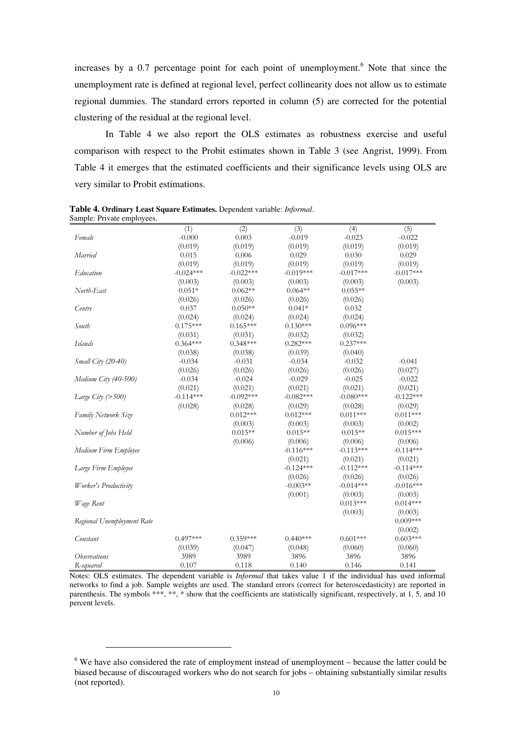increases by a 0.7 percentage point for each point of unemployment.[6] Note that since the unemployment rate is defined at regional level, perfect collinearity does not allow us to estimate regional dummies. The standard errors reported in column (5) are corrected for the potential clustering of the residual at the regional level.

In Table 4 we also report the OLS estimates as robustness exercise and useful comparison with respect to the Probit estimates shown in Table 3 (see Angrist, 1999). From Table 4 it emerges that the estimated coefficients and their significance levels using OLS are very similar to Probit estimations.

**Table 4. Ordinary Least Square Estimates.** Dependent variable: *Informal*.
Sample: Private employees.

| | (1) | (2) | (3) | (4) | (5) |
|---|---|---|---|---|---|
| *Female* | -0.000 | 0.003 | -0.019 | -0.023 | -0.022 |
| | (0.019) | (0.019) | (0.019) | (0.019) | (0.019) |
| *Married* | 0.015 | 0.006 | 0.029 | 0.030 | 0.029 |
| | (0.019) | (0.019) | (0.019) | (0.019) | (0.019) |
| *Education* | -0.024*** | -0.022*** | -0.019*** | -0.017*** | -0.017*** |
| | (0.003) | (0.003) | (0.003) | (0.003) | (0.003) |
| *North-East* | 0.051* | 0.062** | 0.064** | 0.055** | |
| | (0.026) | (0.026) | (0.026) | (0.026) | |
| *Centre* | 0.037 | 0.050** | 0.041* | 0.032 | |
| | (0.024) | (0.024) | (0.024) | (0.024) | |
| *South* | 0.175*** | 0.165*** | 0.130*** | 0.096*** | |
| | (0.031) | (0.031) | (0.032) | (0.032) | |
| *Islands* | 0.364*** | 0.348*** | 0.282*** | 0.237*** | |
| | (0.038) | (0.038) | (0.039) | (0.040) | |
| *Small City (20-40)* | -0.034 | -0.031 | -0.034 | -0.032 | -0.041 |
| | (0.026) | (0.026) | (0.026) | (0.026) | (0.027) |
| *Medium City (40-500)* | -0.034 | -0.024 | -0.029 | -0.025 | -0.022 |
| | (0.021) | (0.021) | (0.021) | (0.021) | (0.021) |
| *Large City (>500)* | -0.114*** | -0.092*** | -0.082*** | -0.080*** | -0.122*** |
| | (0.028) | (0.028) | (0.029) | (0.028) | (0.029) |
| *Family Network Size* | | 0.012*** | 0.012*** | 0.011*** | 0.011*** |
| | | (0.003) | (0.003) | (0.003) | (0.002) |
| *Number of Jobs Held* | | 0.015** | 0.015** | 0.015** | 0.015*** |
| | | (0.006) | (0.006) | (0.006) | (0.006) |
| *Medium Firm Employee* | | | -0.116*** | -0.113*** | -0.114*** |
| | | | (0.021) | (0.021) | (0.021) |
| *Large Firm Employee* | | | -0.124*** | -0.112*** | -0.114*** |
| | | | (0.026) | (0.026) | (0.026) |
| *Worker's Productivity* | | | -0.003** | -0.014*** | -0.016*** |
| | | | (0.001) | (0.003) | (0.003) |
| *Wage Rent* | | | | 0.013*** | 0.014*** |
| | | | | (0.003) | (0.003) |
| *Regional Unemployment Rate* | | | | | 0.009*** |
| | | | | | (0.002) |
| *Constant* | 0.497*** | 0.359*** | 0.440*** | 0.601*** | 0.603*** |
| | (0.039) | (0.047) | (0.048) | (0.060) | (0.060) |
| *Observations* | 3989 | 3989 | 3896 | 3896 | 3896 |
| *R-squared* | 0.107 | 0.118 | 0.140 | 0.146 | 0.141 |

Notes: OLS estimates. The dependent variable is *Informal* that takes value 1 if the individual has used informal networks to find a job. Sample weights are used. The standard errors (correct for heteroscedasticity) are reported in parenthesis. The symbols ***, **, * show that the coefficients are statistically significant, respectively, at 1, 5, and 10 percent levels.

[6] We have also considered the rate of employment instead of unemployment – because the latter could be biased because of discouraged workers who do not search for jobs – obtaining substantially similar results (not reported).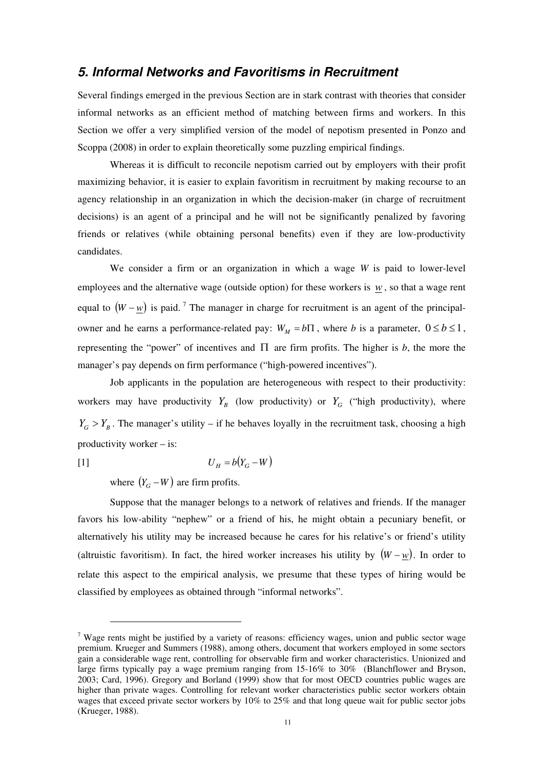## *5. Informal Networks and Favoritisms in Recruitment*

Several findings emerged in the previous Section are in stark contrast with theories that consider informal networks as an efficient method of matching between firms and workers. In this Section we offer a very simplified version of the model of nepotism presented in Ponzo and Scoppa (2008) in order to explain theoretically some puzzling empirical findings.

Whereas it is difficult to reconcile nepotism carried out by employers with their profit maximizing behavior, it is easier to explain favoritism in recruitment by making recourse to an agency relationship in an organization in which the decision-maker (in charge of recruitment decisions) is an agent of a principal and he will not be significantly penalized by favoring friends or relatives (while obtaining personal benefits) even if they are low-productivity candidates.

We consider a firm or an organization in which a wage $W$ is paid to lower-level employees and the alternative wage (outside option) for these workers is $\underline{w}$, so that a wage rent equal to $(W - \underline{w})$ is paid. [7] The manager in charge for recruitment is an agent of the principal-owner and he earns a performance-related pay: $W_M = b\Pi$, where $b$ is a parameter, $0 \leq b \leq 1$, representing the "power" of incentives and $\Pi$ are firm profits. The higher is $b$, the more the manager's pay depends on firm performance ("high-powered incentives").

Job applicants in the population are heterogeneous with respect to their productivity: workers may have productivity $Y_B$ (low productivity) or $Y_G$ ("high productivity), where $Y_G > Y_B$. The manager's utility – if he behaves loyally in the recruitment task, choosing a high productivity worker – is:

$$U_H = b(Y_G - W) \qquad [1]$$

where $(Y_G - W)$ are firm profits.

Suppose that the manager belongs to a network of relatives and friends. If the manager favors his low-ability "nephew" or a friend of his, he might obtain a pecuniary benefit, or alternatively his utility may be increased because he cares for his relative's or friend's utility (altruistic favoritism). In fact, the hired worker increases his utility by $(W - \underline{w})$. In order to relate this aspect to the empirical analysis, we presume that these types of hiring would be classified by employees as obtained through "informal networks".

[7] Wage rents might be justified by a variety of reasons: efficiency wages, union and public sector wage premium. Krueger and Summers (1988), among others, document that workers employed in some sectors gain a considerable wage rent, controlling for observable firm and worker characteristics. Unionized and large firms typically pay a wage premium ranging from 15-16% to 30% (Blanchflower and Bryson, 2003; Card, 1996). Gregory and Borland (1999) show that for most OECD countries public wages are higher than private wages. Controlling for relevant worker characteristics public sector workers obtain wages that exceed private sector workers by 10% to 25% and that long queue wait for public sector jobs (Krueger, 1988).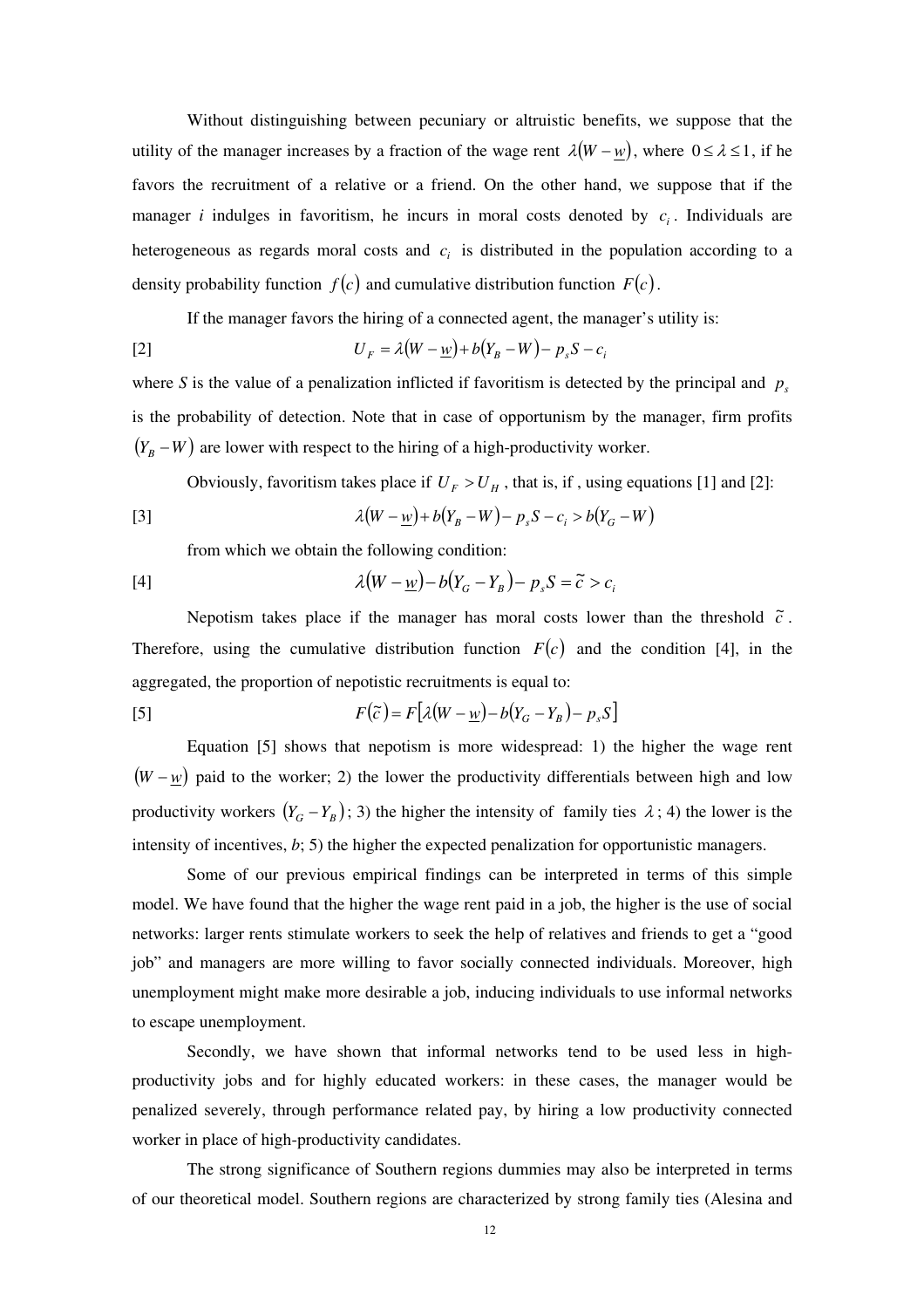Without distinguishing between pecuniary or altruistic benefits, we suppose that the utility of the manager increases by a fraction of the wage rent $\lambda(W - \underline{w})$, where $0 \le \lambda \le 1$, if he favors the recruitment of a relative or a friend. On the other hand, we suppose that if the manager *i* indulges in favoritism, he incurs in moral costs denoted by $c_i$. Individuals are heterogeneous as regards moral costs and $c_i$ is distributed in the population according to a density probability function $f(c)$ and cumulative distribution function $F(c)$.

If the manager favors the hiring of a connected agent, the manager's utility is:

$$U_F = \lambda(W - \underline{w}) + b(Y_B - W) - p_s S - c_i \quad [2]$$

where *S* is the value of a penalization inflicted if favoritism is detected by the principal and $p_s$ is the probability of detection. Note that in case of opportunism by the manager, firm profits $(Y_B - W)$ are lower with respect to the hiring of a high-productivity worker.

Obviously, favoritism takes place if $U_F > U_H$, that is, if , using equations [1] and [2]:

$$\lambda(W - \underline{w}) + b(Y_B - W) - p_s S - c_i > b(Y_G - W) \quad [3]$$

from which we obtain the following condition:

$$\lambda(W - \underline{w}) - b(Y_G - Y_B) - p_s S = \tilde{c} > c_i \quad [4]$$

Nepotism takes place if the manager has moral costs lower than the threshold $\tilde{c}$. Therefore, using the cumulative distribution function $F(c)$ and the condition [4], in the aggregated, the proportion of nepotistic recruitments is equal to:

$$F(\tilde{c}) = F[\lambda(W - \underline{w}) - b(Y_G - Y_B) - p_s S] \quad [5]$$

Equation [5] shows that nepotism is more widespread: 1) the higher the wage rent $(W - \underline{w})$ paid to the worker; 2) the lower the productivity differentials between high and low productivity workers $(Y_G - Y_B)$; 3) the higher the intensity of family ties $\lambda$; 4) the lower is the intensity of incentives, *b*; 5) the higher the expected penalization for opportunistic managers.

Some of our previous empirical findings can be interpreted in terms of this simple model. We have found that the higher the wage rent paid in a job, the higher is the use of social networks: larger rents stimulate workers to seek the help of relatives and friends to get a "good job" and managers are more willing to favor socially connected individuals. Moreover, high unemployment might make more desirable a job, inducing individuals to use informal networks to escape unemployment.

Secondly, we have shown that informal networks tend to be used less in high-productivity jobs and for highly educated workers: in these cases, the manager would be penalized severely, through performance related pay, by hiring a low productivity connected worker in place of high-productivity candidates.

The strong significance of Southern regions dummies may also be interpreted in terms of our theoretical model. Southern regions are characterized by strong family ties (Alesina and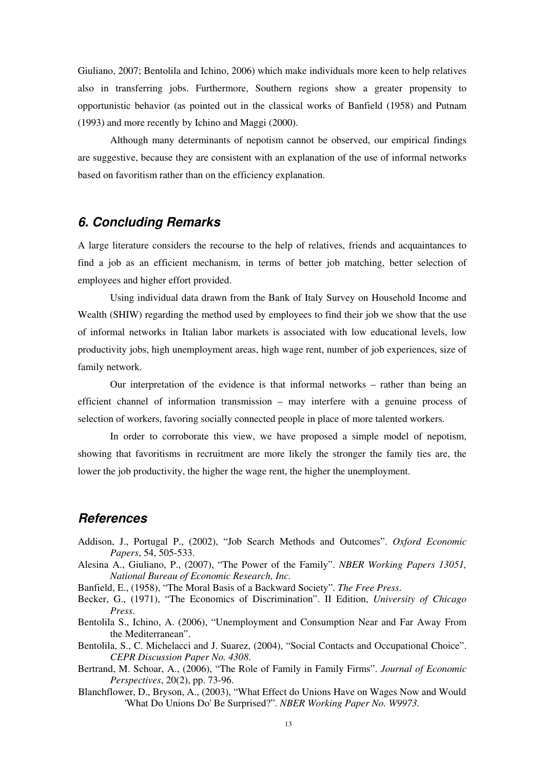Giuliano, 2007; Bentolila and Ichino, 2006) which make individuals more keen to help relatives also in transferring jobs. Furthermore, Southern regions show a greater propensity to opportunistic behavior (as pointed out in the classical works of Banfield (1958) and Putnam (1993) and more recently by Ichino and Maggi (2000).

Although many determinants of nepotism cannot be observed, our empirical findings are suggestive, because they are consistent with an explanation of the use of informal networks based on favoritism rather than on the efficiency explanation.

## *6. Concluding Remarks*

A large literature considers the recourse to the help of relatives, friends and acquaintances to find a job as an efficient mechanism, in terms of better job matching, better selection of employees and higher effort provided.

Using individual data drawn from the Bank of Italy Survey on Household Income and Wealth (SHIW) regarding the method used by employees to find their job we show that the use of informal networks in Italian labor markets is associated with low educational levels, low productivity jobs, high unemployment areas, high wage rent, number of job experiences, size of family network.

Our interpretation of the evidence is that informal networks – rather than being an efficient channel of information transmission – may interfere with a genuine process of selection of workers, favoring socially connected people in place of more talented workers.

In order to corroborate this view, we have proposed a simple model of nepotism, showing that favoritisms in recruitment are more likely the stronger the family ties are, the lower the job productivity, the higher the wage rent, the higher the unemployment.

## *References*

Addison, J., Portugal P., (2002), "Job Search Methods and Outcomes". *Oxford Economic Papers*, 54, 505-533.

Alesina A., Giuliano, P., (2007), "The Power of the Family". *NBER Working Papers 13051, National Bureau of Economic Research, Inc.*

Banfield, E., (1958), "The Moral Basis of a Backward Society". *The Free Press*.

Becker, G., (1971), "The Economics of Discrimination". II Edition, *University of Chicago Press*.

Bentolila S., Ichino, A. (2006), "Unemployment and Consumption Near and Far Away From the Mediterranean".

Bentolila, S., C. Michelacci and J. Suarez, (2004), "Social Contacts and Occupational Choice". *CEPR Discussion Paper No. 4308*.

Bertrand, M. Schoar, A., (2006), "The Role of Family in Family Firms". *Journal of Economic Perspectives*, 20(2), pp. 73-96.

Blanchflower, D., Bryson, A., (2003), "What Effect do Unions Have on Wages Now and Would 'What Do Unions Do' Be Surprised?". *NBER Working Paper No. W9973*.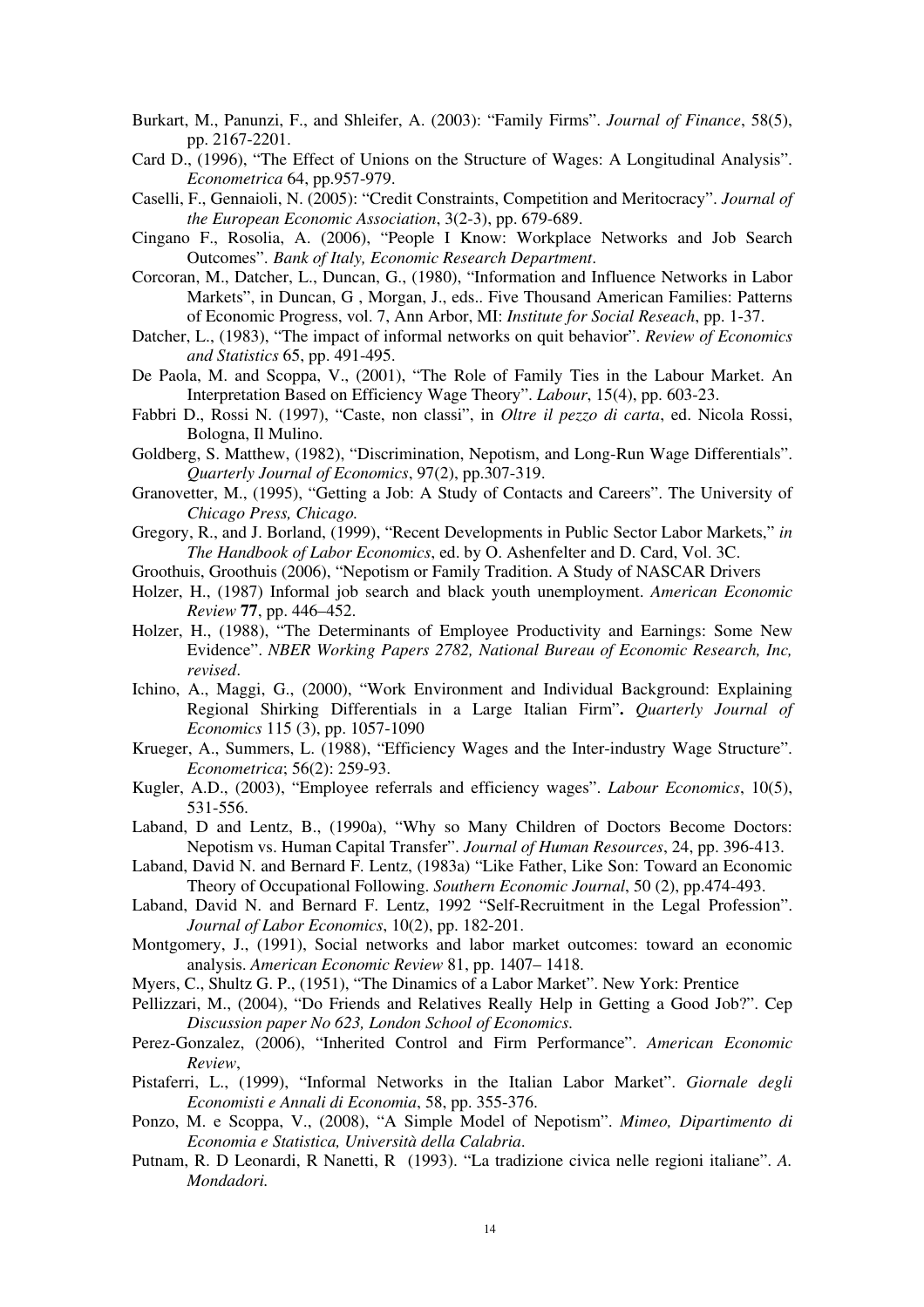Burkart, M., Panunzi, F., and Shleifer, A. (2003): "Family Firms". *Journal of Finance*, 58(5), pp. 2167-2201.

Card D., (1996), "The Effect of Unions on the Structure of Wages: A Longitudinal Analysis". *Econometrica* 64, pp.957-979.

Caselli, F., Gennaioli, N. (2005): "Credit Constraints, Competition and Meritocracy". *Journal of the European Economic Association*, 3(2-3), pp. 679-689.

Cingano F., Rosolia, A. (2006), "People I Know: Workplace Networks and Job Search Outcomes". *Bank of Italy, Economic Research Department*.

Corcoran, M., Datcher, L., Duncan, G., (1980), "Information and Influence Networks in Labor Markets", in Duncan, G , Morgan, J., eds.. Five Thousand American Families: Patterns of Economic Progress, vol. 7, Ann Arbor, MI: *Institute for Social Reseach*, pp. 1-37.

Datcher, L., (1983), "The impact of informal networks on quit behavior". *Review of Economics and Statistics* 65, pp. 491-495.

De Paola, M. and Scoppa, V., (2001), "The Role of Family Ties in the Labour Market. An Interpretation Based on Efficiency Wage Theory". *Labour*, 15(4), pp. 603-23.

Fabbri D., Rossi N. (1997), "Caste, non classi", in *Oltre il pezzo di carta*, ed. Nicola Rossi, Bologna, Il Mulino.

Goldberg, S. Matthew, (1982), "Discrimination, Nepotism, and Long-Run Wage Differentials". *Quarterly Journal of Economics*, 97(2), pp.307-319.

Granovetter, M., (1995), "Getting a Job: A Study of Contacts and Careers". The University of *Chicago Press, Chicago.*

Gregory, R., and J. Borland, (1999), "Recent Developments in Public Sector Labor Markets," *in The Handbook of Labor Economics*, ed. by O. Ashenfelter and D. Card, Vol. 3C.

Groothuis, Groothuis (2006), "Nepotism or Family Tradition. A Study of NASCAR Drivers

Holzer, H., (1987) Informal job search and black youth unemployment. *American Economic Review* **77**, pp. 446–452.

Holzer, H., (1988), "The Determinants of Employee Productivity and Earnings: Some New Evidence". *NBER Working Papers 2782, National Bureau of Economic Research, Inc, revised*.

Ichino, A., Maggi, G., (2000), "Work Environment and Individual Background: Explaining Regional Shirking Differentials in a Large Italian Firm"**.** *Quarterly Journal of Economics* 115 (3), pp. 1057-1090

Krueger, A., Summers, L. (1988), "Efficiency Wages and the Inter-industry Wage Structure". *Econometrica*; 56(2): 259-93.

Kugler, A.D., (2003), "Employee referrals and efficiency wages". *Labour Economics*, 10(5), 531-556.

Laband, D and Lentz, B., (1990a), "Why so Many Children of Doctors Become Doctors: Nepotism vs. Human Capital Transfer". *Journal of Human Resources*, 24, pp. 396-413.

Laband, David N. and Bernard F. Lentz, (1983a) "Like Father, Like Son: Toward an Economic Theory of Occupational Following. *Southern Economic Journal*, 50 (2), pp.474-493.

Laband, David N. and Bernard F. Lentz, 1992 "Self-Recruitment in the Legal Profession". *Journal of Labor Economics*, 10(2), pp. 182-201.

Montgomery, J., (1991), Social networks and labor market outcomes: toward an economic analysis. *American Economic Review* 81, pp. 1407– 1418.

Myers, C., Shultz G. P., (1951), "The Dinamics of a Labor Market". New York: Prentice

Pellizzari, M., (2004), "Do Friends and Relatives Really Help in Getting a Good Job?". Cep *Discussion paper No 623, London School of Economics*.

Perez-Gonzalez, (2006), "Inherited Control and Firm Performance". *American Economic Review*,

Pistaferri, L., (1999), "Informal Networks in the Italian Labor Market". *Giornale degli Economisti e Annali di Economia*, 58, pp. 355-376.

Ponzo, M. e Scoppa, V., (2008), "A Simple Model of Nepotism". *Mimeo, Dipartimento di Economia e Statistica, Università della Calabria*.

Putnam, R. D Leonardi, R Nanetti, R (1993). "La tradizione civica nelle regioni italiane". *A. Mondadori.*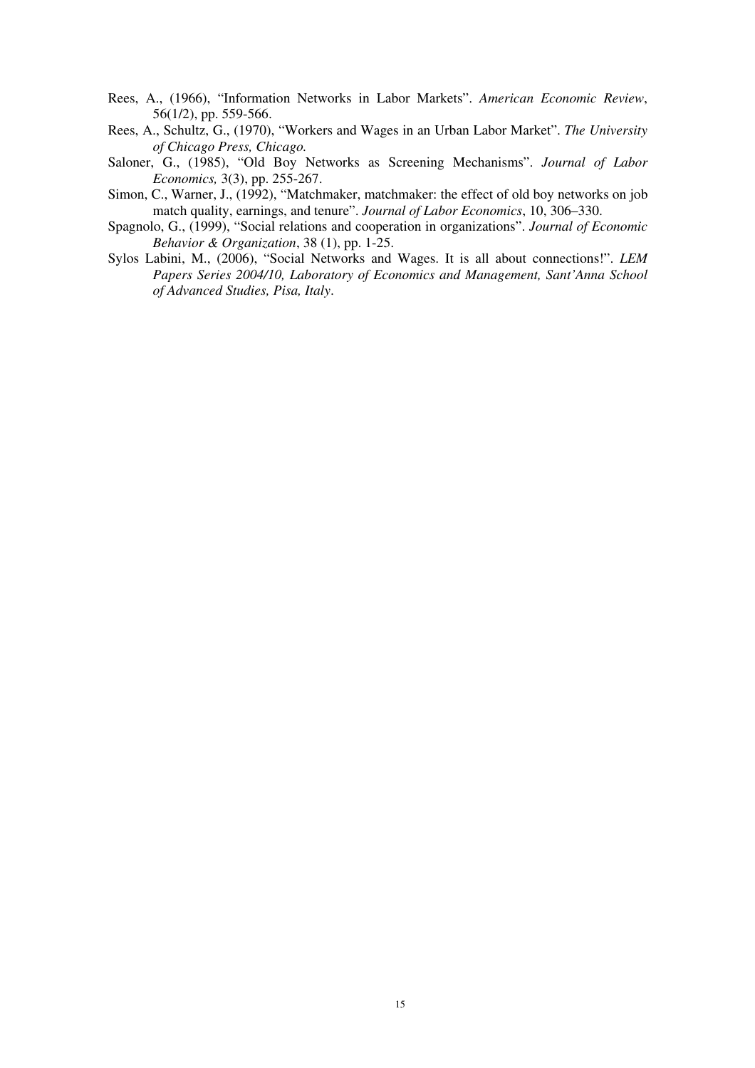Rees, A., (1966), "Information Networks in Labor Markets". *American Economic Review*, 56(1/2), pp. 559-566.

Rees, A., Schultz, G., (1970), "Workers and Wages in an Urban Labor Market". *The University of Chicago Press, Chicago.*

Saloner, G., (1985), "Old Boy Networks as Screening Mechanisms". *Journal of Labor Economics,* 3(3), pp. 255-267.

Simon, C., Warner, J., (1992), "Matchmaker, matchmaker: the effect of old boy networks on job match quality, earnings, and tenure". *Journal of Labor Economics*, 10, 306–330.

Spagnolo, G., (1999), "Social relations and cooperation in organizations". *Journal of Economic Behavior & Organization*, 38 (1), pp. 1-25.

Sylos Labini, M., (2006), "Social Networks and Wages. It is all about connections!". *LEM Papers Series 2004/10, Laboratory of Economics and Management, Sant'Anna School of Advanced Studies, Pisa, Italy*.